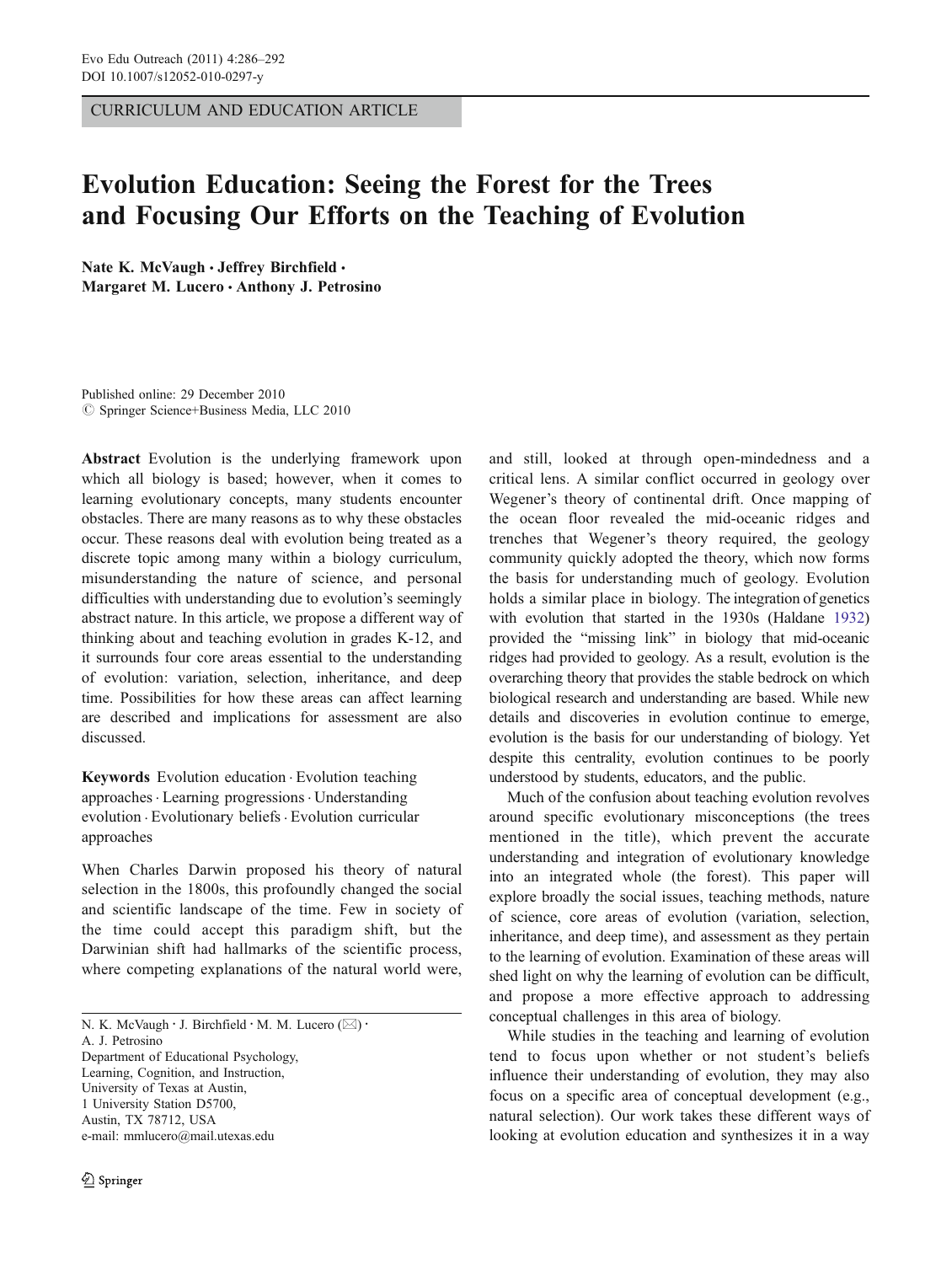CURRICULUM AND EDUCATION ARTICLE

# Evolution Education: Seeing the Forest for the Trees and Focusing Our Efforts on the Teaching of Evolution

**Nate K. McVaugh · Jeffrey Birchfield · Margaret M. Lucero · Anthony J. Petrosino**

Published online: 29 December 2010
© Springer Science+Business Media, LLC 2010

**Abstract** Evolution is the underlying framework upon which all biology is based; however, when it comes to learning evolutionary concepts, many students encounter obstacles. There are many reasons as to why these obstacles occur. These reasons deal with evolution being treated as a discrete topic among many within a biology curriculum, misunderstanding the nature of science, and personal difficulties with understanding due to evolution's seemingly abstract nature. In this article, we propose a different way of thinking about and teaching evolution in grades K-12, and it surrounds four core areas essential to the understanding of evolution: variation, selection, inheritance, and deep time. Possibilities for how these areas can affect learning are described and implications for assessment are also discussed.

**Keywords** Evolution education · Evolution teaching approaches · Learning progressions · Understanding evolution · Evolutionary beliefs · Evolution curricular approaches

When Charles Darwin proposed his theory of natural selection in the 1800s, this profoundly changed the social and scientific landscape of the time. Few in society of the time could accept this paradigm shift, but the Darwinian shift had hallmarks of the scientific process, where competing explanations of the natural world were, and still, looked at through open-mindedness and a critical lens. A similar conflict occurred in geology over Wegener's theory of continental drift. Once mapping of the ocean floor revealed the mid-oceanic ridges and trenches that Wegener's theory required, the geology community quickly adopted the theory, which now forms the basis for understanding much of geology. Evolution holds a similar place in biology. The integration of genetics with evolution that started in the 1930s (Haldane 1932) provided the "missing link" in biology that mid-oceanic ridges had provided to geology. As a result, evolution is the overarching theory that provides the stable bedrock on which biological research and understanding are based. While new details and discoveries in evolution continue to emerge, evolution is the basis for our understanding of biology. Yet despite this centrality, evolution continues to be poorly understood by students, educators, and the public.

Much of the confusion about teaching evolution revolves around specific evolutionary misconceptions (the trees mentioned in the title), which prevent the accurate understanding and integration of evolutionary knowledge into an integrated whole (the forest). This paper will explore broadly the social issues, teaching methods, nature of science, core areas of evolution (variation, selection, inheritance, and deep time), and assessment as they pertain to the learning of evolution. Examination of these areas will shed light on why the learning of evolution can be difficult, and propose a more effective approach to addressing conceptual challenges in this area of biology.

While studies in the teaching and learning of evolution tend to focus upon whether or not student's beliefs influence their understanding of evolution, they may also focus on a specific area of conceptual development (e.g., natural selection). Our work takes these different ways of looking at evolution education and synthesizes it in a way

---

N. K. McVaugh · J. Birchfield · M. M. Lucero (✉) · A. J. Petrosino
Department of Educational Psychology, Learning, Cognition, and Instruction, University of Texas at Austin, 1 University Station D5700, Austin, TX 78712, USA
e-mail: mmlucero@mail.utexas.edu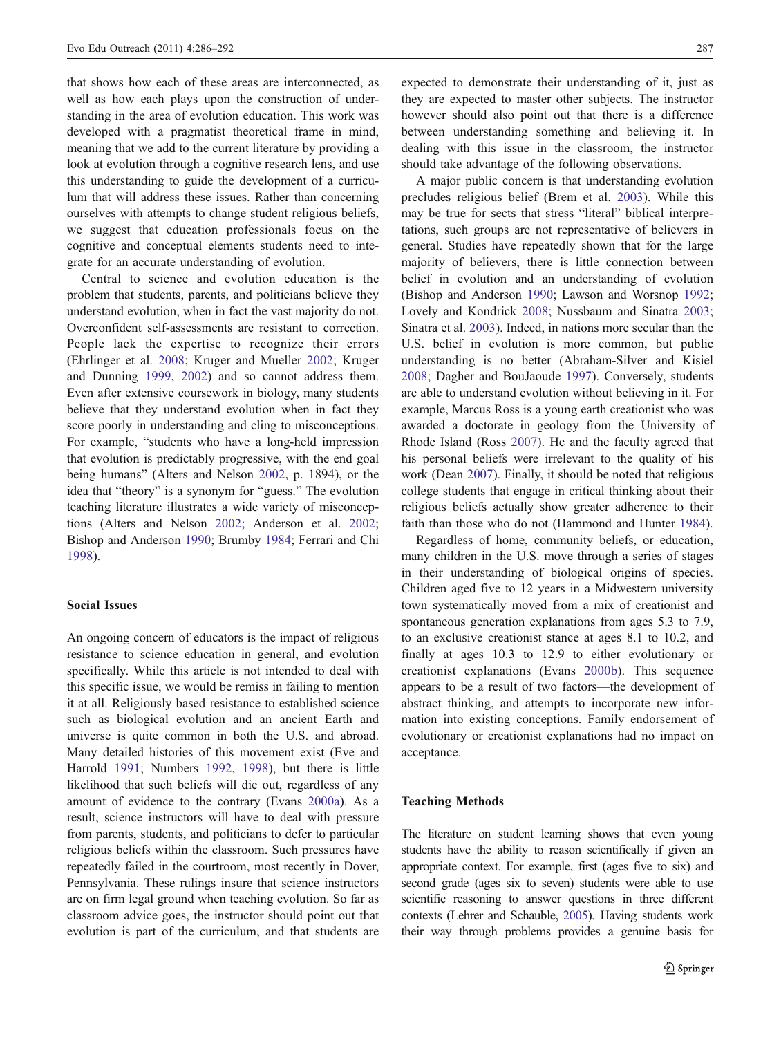that shows how each of these areas are interconnected, as well as how each plays upon the construction of understanding in the area of evolution education. This work was developed with a pragmatist theoretical frame in mind, meaning that we add to the current literature by providing a look at evolution through a cognitive research lens, and use this understanding to guide the development of a curriculum that will address these issues. Rather than concerning ourselves with attempts to change student religious beliefs, we suggest that education professionals focus on the cognitive and conceptual elements students need to integrate for an accurate understanding of evolution.

Central to science and evolution education is the problem that students, parents, and politicians believe they understand evolution, when in fact the vast majority do not. Overconfident self-assessments are resistant to correction. People lack the expertise to recognize their errors (Ehrlinger et al. 2008; Kruger and Mueller 2002; Kruger and Dunning 1999, 2002) and so cannot address them. Even after extensive coursework in biology, many students believe that they understand evolution when in fact they score poorly in understanding and cling to misconceptions. For example, "students who have a long-held impression that evolution is predictably progressive, with the end goal being humans" (Alters and Nelson 2002, p. 1894), or the idea that "theory" is a synonym for "guess." The evolution teaching literature illustrates a wide variety of misconceptions (Alters and Nelson 2002; Anderson et al. 2002; Bishop and Anderson 1990; Brumby 1984; Ferrari and Chi 1998).

## Social Issues

An ongoing concern of educators is the impact of religious resistance to science education in general, and evolution specifically. While this article is not intended to deal with this specific issue, we would be remiss in failing to mention it at all. Religiously based resistance to established science such as biological evolution and an ancient Earth and universe is quite common in both the U.S. and abroad. Many detailed histories of this movement exist (Eve and Harrold 1991; Numbers 1992, 1998), but there is little likelihood that such beliefs will die out, regardless of any amount of evidence to the contrary (Evans 2000a). As a result, science instructors will have to deal with pressure from parents, students, and politicians to defer to particular religious beliefs within the classroom. Such pressures have repeatedly failed in the courtroom, most recently in Dover, Pennsylvania. These rulings insure that science instructors are on firm legal ground when teaching evolution. So far as classroom advice goes, the instructor should point out that evolution is part of the curriculum, and that students are expected to demonstrate their understanding of it, just as they are expected to master other subjects. The instructor however should also point out that there is a difference between understanding something and believing it. In dealing with this issue in the classroom, the instructor should take advantage of the following observations.

A major public concern is that understanding evolution precludes religious belief (Brem et al. 2003). While this may be true for sects that stress "literal" biblical interpretations, such groups are not representative of believers in general. Studies have repeatedly shown that for the large majority of believers, there is little connection between belief in evolution and an understanding of evolution (Bishop and Anderson 1990; Lawson and Worsnop 1992; Lovely and Kondrick 2008; Nussbaum and Sinatra 2003; Sinatra et al. 2003). Indeed, in nations more secular than the U.S. belief in evolution is more common, but public understanding is no better (Abraham-Silver and Kisiel 2008; Dagher and BouJaoude 1997). Conversely, students are able to understand evolution without believing in it. For example, Marcus Ross is a young earth creationist who was awarded a doctorate in geology from the University of Rhode Island (Ross 2007). He and the faculty agreed that his personal beliefs were irrelevant to the quality of his work (Dean 2007). Finally, it should be noted that religious college students that engage in critical thinking about their religious beliefs actually show greater adherence to their faith than those who do not (Hammond and Hunter 1984).

Regardless of home, community beliefs, or education, many children in the U.S. move through a series of stages in their understanding of biological origins of species. Children aged five to 12 years in a Midwestern university town systematically moved from a mix of creationist and spontaneous generation explanations from ages 5.3 to 7.9, to an exclusive creationist stance at ages 8.1 to 10.2, and finally at ages 10.3 to 12.9 to either evolutionary or creationist explanations (Evans 2000b). This sequence appears to be a result of two factors—the development of abstract thinking, and attempts to incorporate new information into existing conceptions. Family endorsement of evolutionary or creationist explanations had no impact on acceptance.

## Teaching Methods

The literature on student learning shows that even young students have the ability to reason scientifically if given an appropriate context. For example, first (ages five to six) and second grade (ages six to seven) students were able to use scientific reasoning to answer questions in three different contexts (Lehrer and Schauble, 2005). Having students work their way through problems provides a genuine basis for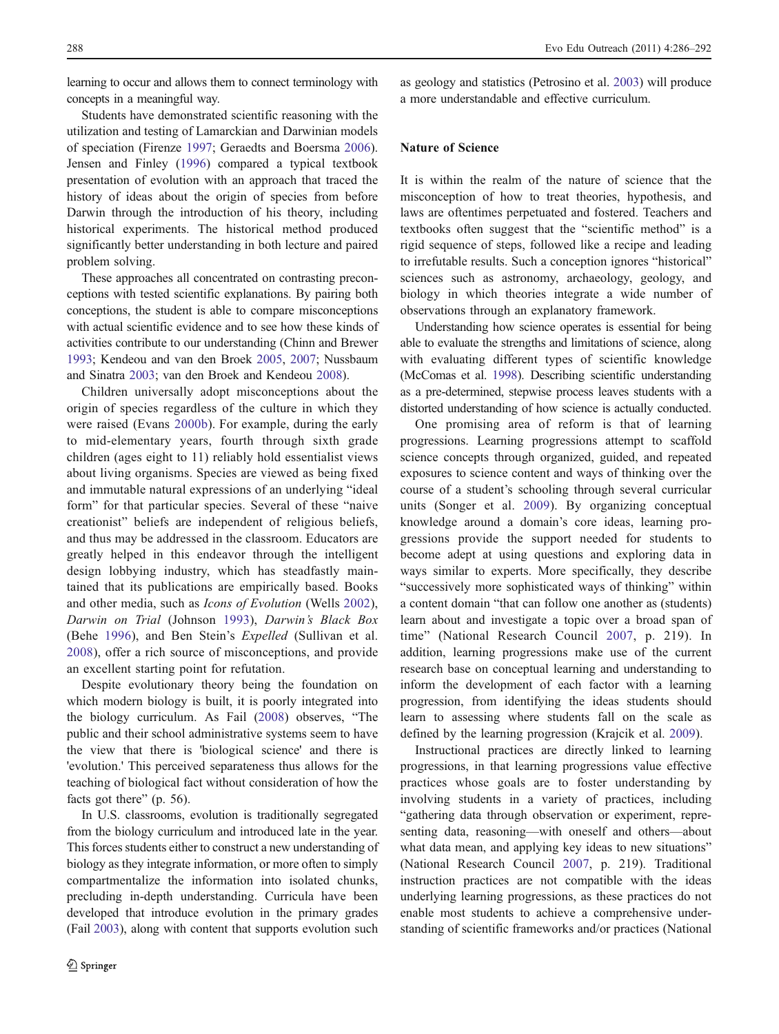learning to occur and allows them to connect terminology with concepts in a meaningful way.

Students have demonstrated scientific reasoning with the utilization and testing of Lamarckian and Darwinian models of speciation (Firenze 1997; Geraedts and Boersma 2006). Jensen and Finley (1996) compared a typical textbook presentation of evolution with an approach that traced the history of ideas about the origin of species from before Darwin through the introduction of his theory, including historical experiments. The historical method produced significantly better understanding in both lecture and paired problem solving.

These approaches all concentrated on contrasting preconceptions with tested scientific explanations. By pairing both conceptions, the student is able to compare misconceptions with actual scientific evidence and to see how these kinds of activities contribute to our understanding (Chinn and Brewer 1993; Kendeou and van den Broek 2005, 2007; Nussbaum and Sinatra 2003; van den Broek and Kendeou 2008).

Children universally adopt misconceptions about the origin of species regardless of the culture in which they were raised (Evans 2000b). For example, during the early to mid-elementary years, fourth through sixth grade children (ages eight to 11) reliably hold essentialist views about living organisms. Species are viewed as being fixed and immutable natural expressions of an underlying "ideal form" for that particular species. Several of these "naive creationist" beliefs are independent of religious beliefs, and thus may be addressed in the classroom. Educators are greatly helped in this endeavor through the intelligent design lobbying industry, which has steadfastly maintained that its publications are empirically based. Books and other media, such as *Icons of Evolution* (Wells 2002), *Darwin on Trial* (Johnson 1993), *Darwin's Black Box* (Behe 1996), and Ben Stein's *Expelled* (Sullivan et al. 2008), offer a rich source of misconceptions, and provide an excellent starting point for refutation.

Despite evolutionary theory being the foundation on which modern biology is built, it is poorly integrated into the biology curriculum. As Fail (2008) observes, "The public and their school administrative systems seem to have the view that there is 'biological science' and there is 'evolution.' This perceived separateness thus allows for the teaching of biological fact without consideration of how the facts got there" (p. 56).

In U.S. classrooms, evolution is traditionally segregated from the biology curriculum and introduced late in the year. This forces students either to construct a new understanding of biology as they integrate information, or more often to simply compartmentalize the information into isolated chunks, precluding in-depth understanding. Curricula have been developed that introduce evolution in the primary grades (Fail 2003), along with content that supports evolution such as geology and statistics (Petrosino et al. 2003) will produce a more understandable and effective curriculum.

## Nature of Science

It is within the realm of the nature of science that the misconception of how to treat theories, hypothesis, and laws are oftentimes perpetuated and fostered. Teachers and textbooks often suggest that the "scientific method" is a rigid sequence of steps, followed like a recipe and leading to irrefutable results. Such a conception ignores "historical" sciences such as astronomy, archaeology, geology, and biology in which theories integrate a wide number of observations through an explanatory framework.

Understanding how science operates is essential for being able to evaluate the strengths and limitations of science, along with evaluating different types of scientific knowledge (McComas et al. 1998). Describing scientific understanding as a pre-determined, stepwise process leaves students with a distorted understanding of how science is actually conducted.

One promising area of reform is that of learning progressions. Learning progressions attempt to scaffold science concepts through organized, guided, and repeated exposures to science content and ways of thinking over the course of a student's schooling through several curricular units (Songer et al. 2009). By organizing conceptual knowledge around a domain's core ideas, learning progressions provide the support needed for students to become adept at using questions and exploring data in ways similar to experts. More specifically, they describe "successively more sophisticated ways of thinking" within a content domain "that can follow one another as (students) learn about and investigate a topic over a broad span of time" (National Research Council 2007, p. 219). In addition, learning progressions make use of the current research base on conceptual learning and understanding to inform the development of each factor with a learning progression, from identifying the ideas students should learn to assessing where students fall on the scale as defined by the learning progression (Krajcik et al. 2009).

Instructional practices are directly linked to learning progressions, in that learning progressions value effective practices whose goals are to foster understanding by involving students in a variety of practices, including "gathering data through observation or experiment, representing data, reasoning—with oneself and others—about what data mean, and applying key ideas to new situations" (National Research Council 2007, p. 219). Traditional instruction practices are not compatible with the ideas underlying learning progressions, as these practices do not enable most students to achieve a comprehensive understanding of scientific frameworks and/or practices (National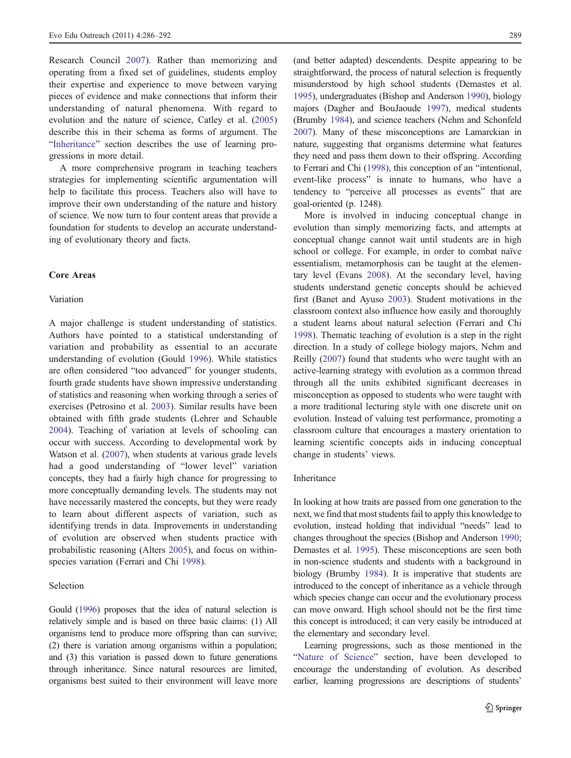Research Council 2007). Rather than memorizing and operating from a fixed set of guidelines, students employ their expertise and experience to move between varying pieces of evidence and make connections that inform their understanding of natural phenomena. With regard to evolution and the nature of science, Catley et al. (2005) describe this in their schema as forms of argument. The "Inheritance" section describes the use of learning progressions in more detail.

A more comprehensive program in teaching teachers strategies for implementing scientific argumentation will help to facilitate this process. Teachers also will have to improve their own understanding of the nature and history of science. We now turn to four content areas that provide a foundation for students to develop an accurate understanding of evolutionary theory and facts.

## Core Areas

### Variation

A major challenge is student understanding of statistics. Authors have pointed to a statistical understanding of variation and probability as essential to an accurate understanding of evolution (Gould 1996). While statistics are often considered "too advanced" for younger students, fourth grade students have shown impressive understanding of statistics and reasoning when working through a series of exercises (Petrosino et al. 2003). Similar results have been obtained with fifth grade students (Lehrer and Schauble 2004). Teaching of variation at levels of schooling can occur with success. According to developmental work by Watson et al. (2007), when students at various grade levels had a good understanding of "lower level" variation concepts, they had a fairly high chance for progressing to more conceptually demanding levels. The students may not have necessarily mastered the concepts, but they were ready to learn about different aspects of variation, such as identifying trends in data. Improvements in understanding of evolution are observed when students practice with probabilistic reasoning (Alters 2005), and focus on within-species variation (Ferrari and Chi 1998).

### Selection

Gould (1996) proposes that the idea of natural selection is relatively simple and is based on three basic claims: (1) All organisms tend to produce more offspring than can survive; (2) there is variation among organisms within a population; and (3) this variation is passed down to future generations through inheritance. Since natural resources are limited, organisms best suited to their environment will leave more (and better adapted) descendents. Despite appearing to be straightforward, the process of natural selection is frequently misunderstood by high school students (Demastes et al. 1995), undergraduates (Bishop and Anderson 1990), biology majors (Dagher and BouJaoude 1997), medical students (Brumby 1984), and science teachers (Nehm and Schonfeld 2007). Many of these misconceptions are Lamarckian in nature, suggesting that organisms determine what features they need and pass them down to their offspring. According to Ferrari and Chi (1998), this conception of an "intentional, event-like process" is innate to humans, who have a tendency to "perceive all processes as events" that are goal-oriented (p. 1248).

More is involved in inducing conceptual change in evolution than simply memorizing facts, and attempts at conceptual change cannot wait until students are in high school or college. For example, in order to combat naïve essentialism, metamorphosis can be taught at the elementary level (Evans 2008). At the secondary level, having students understand genetic concepts should be achieved first (Banet and Ayuso 2003). Student motivations in the classroom context also influence how easily and thoroughly a student learns about natural selection (Ferrari and Chi 1998). Thematic teaching of evolution is a step in the right direction. In a study of college biology majors, Nehm and Reilly (2007) found that students who were taught with an active-learning strategy with evolution as a common thread through all the units exhibited significant decreases in misconception as opposed to students who were taught with a more traditional lecturing style with one discrete unit on evolution. Instead of valuing test performance, promoting a classroom culture that encourages a mastery orientation to learning scientific concepts aids in inducing conceptual change in students' views.

### Inheritance

In looking at how traits are passed from one generation to the next, we find that most students fail to apply this knowledge to evolution, instead holding that individual "needs" lead to changes throughout the species (Bishop and Anderson 1990; Demastes et al. 1995). These misconceptions are seen both in non-science students and students with a background in biology (Brumby 1984). It is imperative that students are introduced to the concept of inheritance as a vehicle through which species change can occur and the evolutionary process can move onward. High school should not be the first time this concept is introduced; it can very easily be introduced at the elementary and secondary level.

Learning progressions, such as those mentioned in the "Nature of Science" section, have been developed to encourage the understanding of evolution. As described earlier, learning progressions are descriptions of students'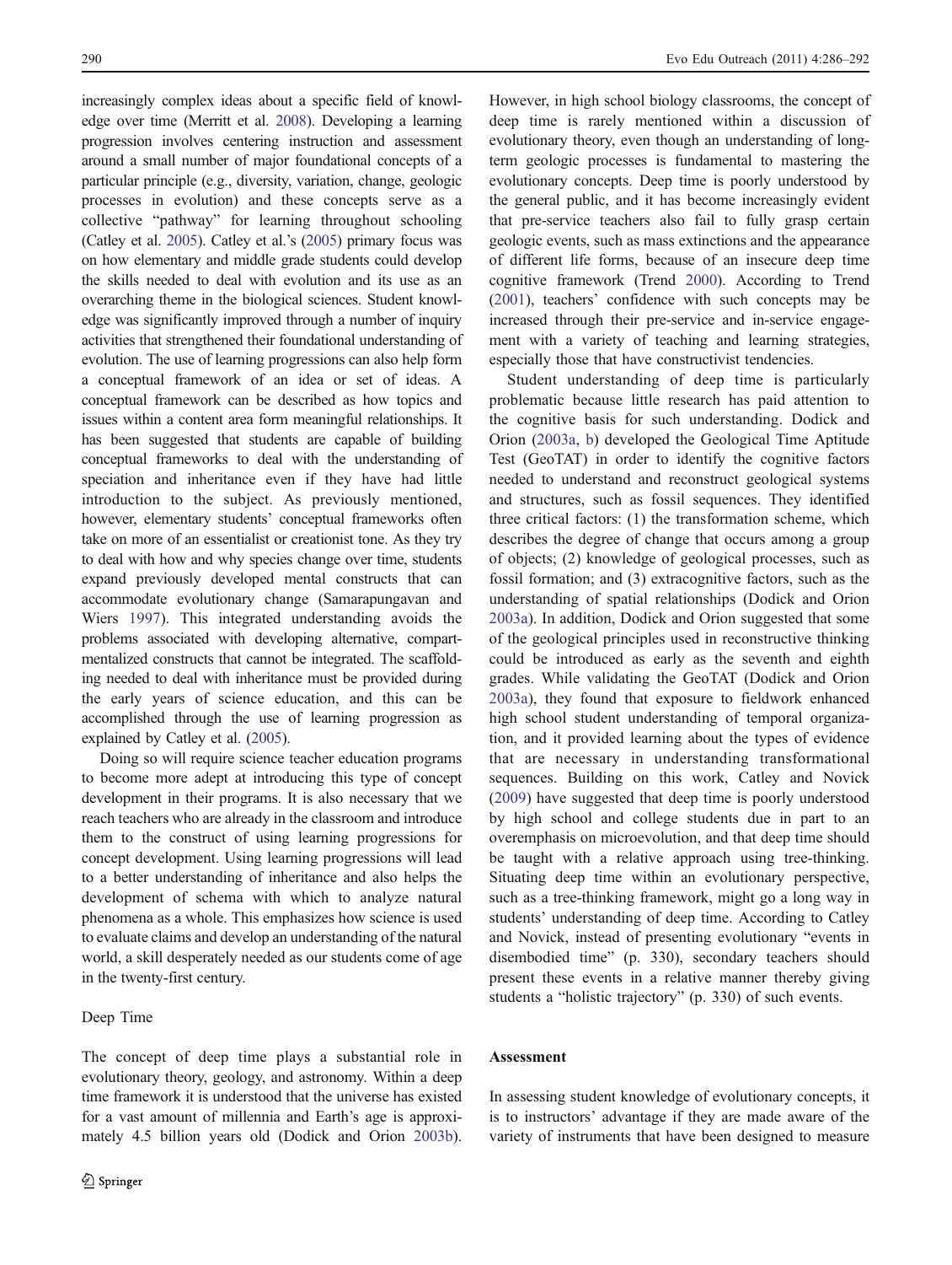increasingly complex ideas about a specific field of knowledge over time (Merritt et al. 2008). Developing a learning progression involves centering instruction and assessment around a small number of major foundational concepts of a particular principle (e.g., diversity, variation, change, geologic processes in evolution) and these concepts serve as a collective "pathway" for learning throughout schooling (Catley et al. 2005). Catley et al.'s (2005) primary focus was on how elementary and middle grade students could develop the skills needed to deal with evolution and its use as an overarching theme in the biological sciences. Student knowledge was significantly improved through a number of inquiry activities that strengthened their foundational understanding of evolution. The use of learning progressions can also help form a conceptual framework of an idea or set of ideas. A conceptual framework can be described as how topics and issues within a content area form meaningful relationships. It has been suggested that students are capable of building conceptual frameworks to deal with the understanding of speciation and inheritance even if they have had little introduction to the subject. As previously mentioned, however, elementary students' conceptual frameworks often take on more of an essentialist or creationist tone. As they try to deal with how and why species change over time, students expand previously developed mental constructs that can accommodate evolutionary change (Samarapungavan and Wiers 1997). This integrated understanding avoids the problems associated with developing alternative, compartmentalized constructs that cannot be integrated. The scaffolding needed to deal with inheritance must be provided during the early years of science education, and this can be accomplished through the use of learning progression as explained by Catley et al. (2005).

Doing so will require science teacher education programs to become more adept at introducing this type of concept development in their programs. It is also necessary that we reach teachers who are already in the classroom and introduce them to the construct of using learning progressions for concept development. Using learning progressions will lead to a better understanding of inheritance and also helps the development of schema with which to analyze natural phenomena as a whole. This emphasizes how science is used to evaluate claims and develop an understanding of the natural world, a skill desperately needed as our students come of age in the twenty-first century.

### Deep Time

The concept of deep time plays a substantial role in evolutionary theory, geology, and astronomy. Within a deep time framework it is understood that the universe has existed for a vast amount of millennia and Earth's age is approximately 4.5 billion years old (Dodick and Orion 2003b). However, in high school biology classrooms, the concept of deep time is rarely mentioned within a discussion of evolutionary theory, even though an understanding of long-term geologic processes is fundamental to mastering the evolutionary concepts. Deep time is poorly understood by the general public, and it has become increasingly evident that pre-service teachers also fail to fully grasp certain geologic events, such as mass extinctions and the appearance of different life forms, because of an insecure deep time cognitive framework (Trend 2000). According to Trend (2001), teachers' confidence with such concepts may be increased through their pre-service and in-service engagement with a variety of teaching and learning strategies, especially those that have constructivist tendencies.

Student understanding of deep time is particularly problematic because little research has paid attention to the cognitive basis for such understanding. Dodick and Orion (2003a, b) developed the Geological Time Aptitude Test (GeoTAT) in order to identify the cognitive factors needed to understand and reconstruct geological systems and structures, such as fossil sequences. They identified three critical factors: (1) the transformation scheme, which describes the degree of change that occurs among a group of objects; (2) knowledge of geological processes, such as fossil formation; and (3) extracognitive factors, such as the understanding of spatial relationships (Dodick and Orion 2003a). In addition, Dodick and Orion suggested that some of the geological principles used in reconstructive thinking could be introduced as early as the seventh and eighth grades. While validating the GeoTAT (Dodick and Orion 2003a), they found that exposure to fieldwork enhanced high school student understanding of temporal organization, and it provided learning about the types of evidence that are necessary in understanding transformational sequences. Building on this work, Catley and Novick (2009) have suggested that deep time is poorly understood by high school and college students due in part to an overemphasis on microevolution, and that deep time should be taught with a relative approach using tree-thinking. Situating deep time within an evolutionary perspective, such as a tree-thinking framework, might go a long way in students' understanding of deep time. According to Catley and Novick, instead of presenting evolutionary "events in disembodied time" (p. 330), secondary teachers should present these events in a relative manner thereby giving students a "holistic trajectory" (p. 330) of such events.

## Assessment

In assessing student knowledge of evolutionary concepts, it is to instructors' advantage if they are made aware of the variety of instruments that have been designed to measure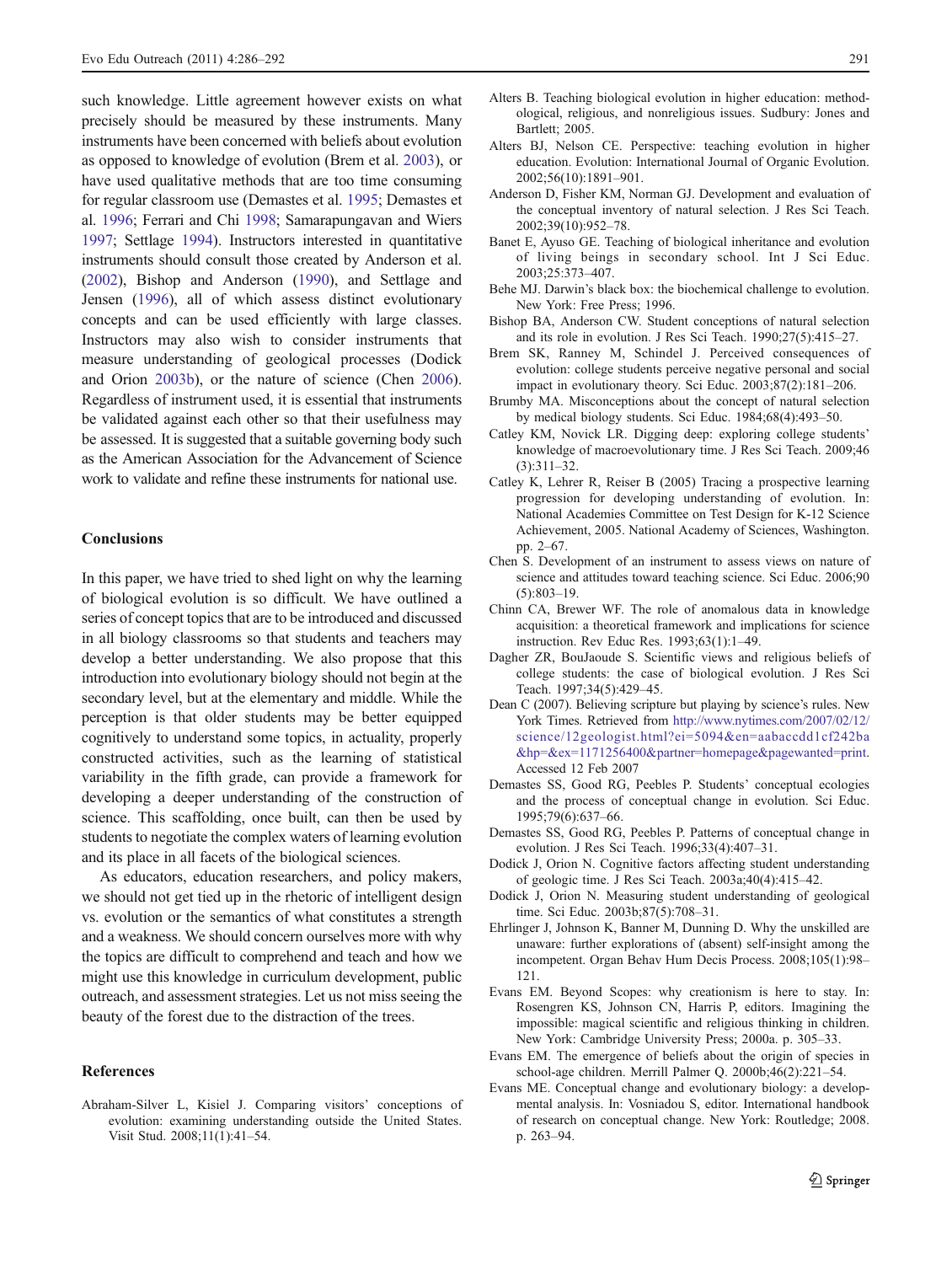such knowledge. Little agreement however exists on what precisely should be measured by these instruments. Many instruments have been concerned with beliefs about evolution as opposed to knowledge of evolution (Brem et al. 2003), or have used qualitative methods that are too time consuming for regular classroom use (Demastes et al. 1995; Demastes et al. 1996; Ferrari and Chi 1998; Samarapungavan and Wiers 1997; Settlage 1994). Instructors interested in quantitative instruments should consult those created by Anderson et al. (2002), Bishop and Anderson (1990), and Settlage and Jensen (1996), all of which assess distinct evolutionary concepts and can be used efficiently with large classes. Instructors may also wish to consider instruments that measure understanding of geological processes (Dodick and Orion 2003b), or the nature of science (Chen 2006). Regardless of instrument used, it is essential that instruments be validated against each other so that their usefulness may be assessed. It is suggested that a suitable governing body such as the American Association for the Advancement of Science work to validate and refine these instruments for national use.

## Conclusions

In this paper, we have tried to shed light on why the learning of biological evolution is so difficult. We have outlined a series of concept topics that are to be introduced and discussed in all biology classrooms so that students and teachers may develop a better understanding. We also propose that this introduction into evolutionary biology should not begin at the secondary level, but at the elementary and middle. While the perception is that older students may be better equipped cognitively to understand some topics, in actuality, properly constructed activities, such as the learning of statistical variability in the fifth grade, can provide a framework for developing a deeper understanding of the construction of science. This scaffolding, once built, can then be used by students to negotiate the complex waters of learning evolution and its place in all facets of the biological sciences.

As educators, education researchers, and policy makers, we should not get tied up in the rhetoric of intelligent design vs. evolution or the semantics of what constitutes a strength and a weakness. We should concern ourselves more with why the topics are difficult to comprehend and teach and how we might use this knowledge in curriculum development, public outreach, and assessment strategies. Let us not miss seeing the beauty of the forest due to the distraction of the trees.

## References

Abraham-Silver L, Kisiel J. Comparing visitors' conceptions of evolution: examining understanding outside the United States. Visit Stud. 2008;11(1):41–54.

Alters B. Teaching biological evolution in higher education: methodological, religious, and nonreligious issues. Sudbury: Jones and Bartlett; 2005.

Alters BJ, Nelson CE. Perspective: teaching evolution in higher education. Evolution: International Journal of Organic Evolution. 2002;56(10):1891–901.

Anderson D, Fisher KM, Norman GJ. Development and evaluation of the conceptual inventory of natural selection. J Res Sci Teach. 2002;39(10):952–78.

Banet E, Ayuso GE. Teaching of biological inheritance and evolution of living beings in secondary school. Int J Sci Educ. 2003;25:373–407.

Behe MJ. Darwin's black box: the biochemical challenge to evolution. New York: Free Press; 1996.

Bishop BA, Anderson CW. Student conceptions of natural selection and its role in evolution. J Res Sci Teach. 1990;27(5):415–27.

Brem SK, Ranney M, Schindel J. Perceived consequences of evolution: college students perceive negative personal and social impact in evolutionary theory. Sci Educ. 2003;87(2):181–206.

Brumby MA. Misconceptions about the concept of natural selection by medical biology students. Sci Educ. 1984;68(4):493–50.

Catley KM, Novick LR. Digging deep: exploring college students' knowledge of macroevolutionary time. J Res Sci Teach. 2009;46(3):311–32.

Catley K, Lehrer R, Reiser B (2005) Tracing a prospective learning progression for developing understanding of evolution. In: National Academies Committee on Test Design for K-12 Science Achievement, 2005. National Academy of Sciences, Washington. pp. 2–67.

Chen S. Development of an instrument to assess views on nature of science and attitudes toward teaching science. Sci Educ. 2006;90(5):803–19.

Chinn CA, Brewer WF. The role of anomalous data in knowledge acquisition: a theoretical framework and implications for science instruction. Rev Educ Res. 1993;63(1):1–49.

Dagher ZR, BouJaoude S. Scientific views and religious beliefs of college students: the case of biological evolution. J Res Sci Teach. 1997;34(5):429–45.

Dean C (2007). Believing scripture but playing by science's rules. New York Times. Retrieved from http://www.nytimes.com/2007/02/12/science/12geologist.html?ei=5094&en=aabaccdd1cf242ba&hp=&ex=1171256400&partner=homepage&pagewanted=print. Accessed 12 Feb 2007

Demastes SS, Good RG, Peebles P. Students' conceptual ecologies and the process of conceptual change in evolution. Sci Educ. 1995;79(6):637–66.

Demastes SS, Good RG, Peebles P. Patterns of conceptual change in evolution. J Res Sci Teach. 1996;33(4):407–31.

Dodick J, Orion N. Cognitive factors affecting student understanding of geologic time. J Res Sci Teach. 2003a;40(4):415–42.

Dodick J, Orion N. Measuring student understanding of geological time. Sci Educ. 2003b;87(5):708–31.

Ehrlinger J, Johnson K, Banner M, Dunning D. Why the unskilled are unaware: further explorations of (absent) self-insight among the incompetent. Organ Behav Hum Decis Process. 2008;105(1):98–121.

Evans EM. Beyond Scopes: why creationism is here to stay. In: Rosengren KS, Johnson CN, Harris P, editors. Imagining the impossible: magical scientific and religious thinking in children. New York: Cambridge University Press; 2000a. p. 305–33.

Evans EM. The emergence of beliefs about the origin of species in school-age children. Merrill Palmer Q. 2000b;46(2):221–54.

Evans ME. Conceptual change and evolutionary biology: a developmental analysis. In: Vosniadou S, editor. International handbook of research on conceptual change. New York: Routledge; 2008. p. 263–94.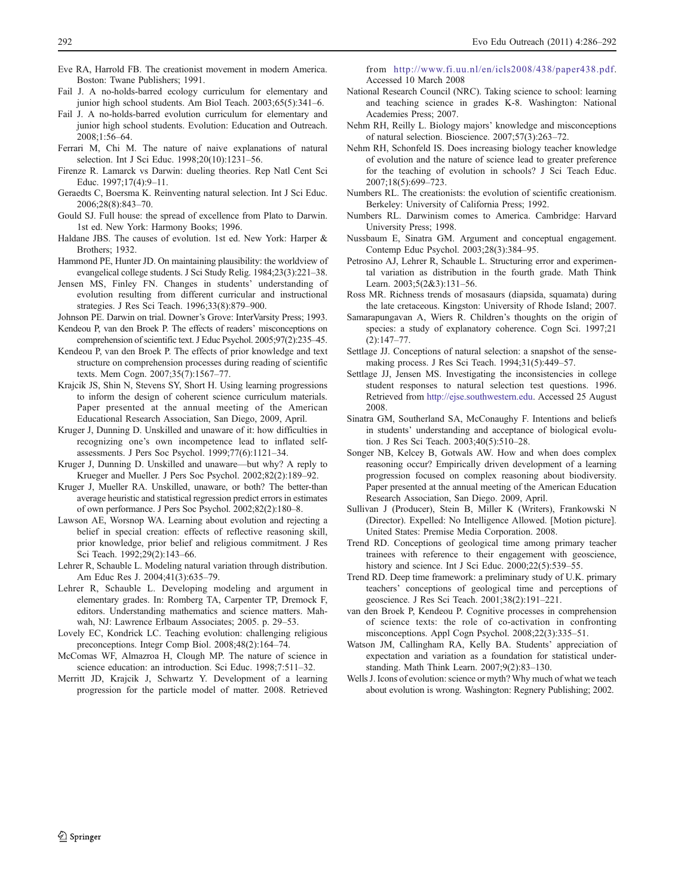Eve RA, Harrold FB. The creationist movement in modern America. Boston: Twane Publishers; 1991.

Fail J. A no-holds-barred ecology curriculum for elementary and junior high school students. Am Biol Teach. 2003;65(5):341–6.

Fail J. A no-holds-barred evolution curriculum for elementary and junior high school students. Evolution: Education and Outreach. 2008;1:56–64.

Ferrari M, Chi M. The nature of naive explanations of natural selection. Int J Sci Educ. 1998;20(10):1231–56.

Firenze R. Lamarck vs Darwin: dueling theories. Rep Natl Cent Sci Educ. 1997;17(4):9–11.

Geraedts C, Boersma K. Reinventing natural selection. Int J Sci Educ. 2006;28(8):843–70.

Gould SJ. Full house: the spread of excellence from Plato to Darwin. 1st ed. New York: Harmony Books; 1996.

Haldane JBS. The causes of evolution. 1st ed. New York: Harper & Brothers; 1932.

Hammond PE, Hunter JD. On maintaining plausibility: the worldview of evangelical college students. J Sci Study Relig. 1984;23(3):221–38.

Jensen MS, Finley FN. Changes in students' understanding of evolution resulting from different curricular and instructional strategies. J Res Sci Teach. 1996;33(8):879–900.

Johnson PE. Darwin on trial. Downer's Grove: InterVarsity Press; 1993.

Kendeou P, van den Broek P. The effects of readers' misconceptions on comprehension of scientific text. J Educ Psychol. 2005;97(2):235–45.

Kendeou P, van den Broek P. The effects of prior knowledge and text structure on comprehension processes during reading of scientific texts. Mem Cogn. 2007;35(7):1567–77.

Krajcik JS, Shin N, Stevens SY, Short H. Using learning progressions to inform the design of coherent science curriculum materials. Paper presented at the annual meeting of the American Educational Research Association, San Diego, 2009, April.

Kruger J, Dunning D. Unskilled and unaware of it: how difficulties in recognizing one's own incompetence lead to inflated self-assessments. J Pers Soc Psychol. 1999;77(6):1121–34.

Kruger J, Dunning D. Unskilled and unaware—but why? A reply to Krueger and Mueller. J Pers Soc Psychol. 2002;82(2):189–92.

Kruger J, Mueller RA. Unskilled, unaware, or both? The better-than average heuristic and statistical regression predict errors in estimates of own performance. J Pers Soc Psychol. 2002;82(2):180–8.

Lawson AE, Worsnop WA. Learning about evolution and rejecting a belief in special creation: effects of reflective reasoning skill, prior knowledge, prior belief and religious commitment. J Res Sci Teach. 1992;29(2):143–66.

Lehrer R, Schauble L. Modeling natural variation through distribution. Am Educ Res J. 2004;41(3):635–79.

Lehrer R, Schauble L. Developing modeling and argument in elementary grades. In: Romberg TA, Carpenter TP, Dremock F, editors. Understanding mathematics and science matters. Mahwah, NJ: Lawrence Erlbaum Associates; 2005. p. 29–53.

Lovely EC, Kondrick LC. Teaching evolution: challenging religious preconceptions. Integr Comp Biol. 2008;48(2):164–74.

McComas WF, Almazroa H, Clough MP. The nature of science in science education: an introduction. Sci Educ. 1998;7:511–32.

Merritt JD, Krajcik J, Schwartz Y. Development of a learning progression for the particle model of matter. 2008. Retrieved from http://www.fi.uu.nl/en/icls2008/438/paper438.pdf. Accessed 10 March 2008

National Research Council (NRC). Taking science to school: learning and teaching science in grades K-8. Washington: National Academies Press; 2007.

Nehm RH, Reilly L. Biology majors' knowledge and misconceptions of natural selection. Bioscience. 2007;57(3):263–72.

Nehm RH, Schonfeld IS. Does increasing biology teacher knowledge of evolution and the nature of science lead to greater preference for the teaching of evolution in schools? J Sci Teach Educ. 2007;18(5):699–723.

Numbers RL. The creationists: the evolution of scientific creationism. Berkeley: University of California Press; 1992.

Numbers RL. Darwinism comes to America. Cambridge: Harvard University Press; 1998.

Nussbaum E, Sinatra GM. Argument and conceptual engagement. Contemp Educ Psychol. 2003;28(3):384–95.

Petrosino AJ, Lehrer R, Schauble L. Structuring error and experimental variation as distribution in the fourth grade. Math Think Learn. 2003;5(2&3):131–56.

Ross MR. Richness trends of mosasaurs (diapsida, squamata) during the late cretaceous. Kingston: University of Rhode Island; 2007.

Samarapungavan A, Wiers R. Children's thoughts on the origin of species: a study of explanatory coherence. Cogn Sci. 1997;21(2):147–77.

Settlage JJ. Conceptions of natural selection: a snapshot of the sense-making process. J Res Sci Teach. 1994;31(5):449–57.

Settlage JJ, Jensen MS. Investigating the inconsistencies in college student responses to natural selection test questions. 1996. Retrieved from http://ejse.southwestern.edu. Accessed 25 August 2008.

Sinatra GM, Southerland SA, McConaughy F. Intentions and beliefs in students' understanding and acceptance of biological evolution. J Res Sci Teach. 2003;40(5):510–28.

Songer NB, Kelcey B, Gotwals AW. How and when does complex reasoning occur? Empirically driven development of a learning progression focused on complex reasoning about biodiversity. Paper presented at the annual meeting of the American Education Research Association, San Diego. 2009, April.

Sullivan J (Producer), Stein B, Miller K (Writers), Frankowski N (Director). Expelled: No Intelligence Allowed. [Motion picture]. United States: Premise Media Corporation. 2008.

Trend RD. Conceptions of geological time among primary teacher trainees with reference to their engagement with geoscience, history and science. Int J Sci Educ. 2000;22(5):539–55.

Trend RD. Deep time framework: a preliminary study of U.K. primary teachers' conceptions of geological time and perceptions of geoscience. J Res Sci Teach. 2001;38(2):191–221.

van den Broek P, Kendeou P. Cognitive processes in comprehension of science texts: the role of co-activation in confronting misconceptions. Appl Cogn Psychol. 2008;22(3):335–51.

Watson JM, Callingham RA, Kelly BA. Students' appreciation of expectation and variation as a foundation for statistical understanding. Math Think Learn. 2007;9(2):83–130.

Wells J. Icons of evolution: science or myth? Why much of what we teach about evolution is wrong. Washington: Regnery Publishing; 2002.